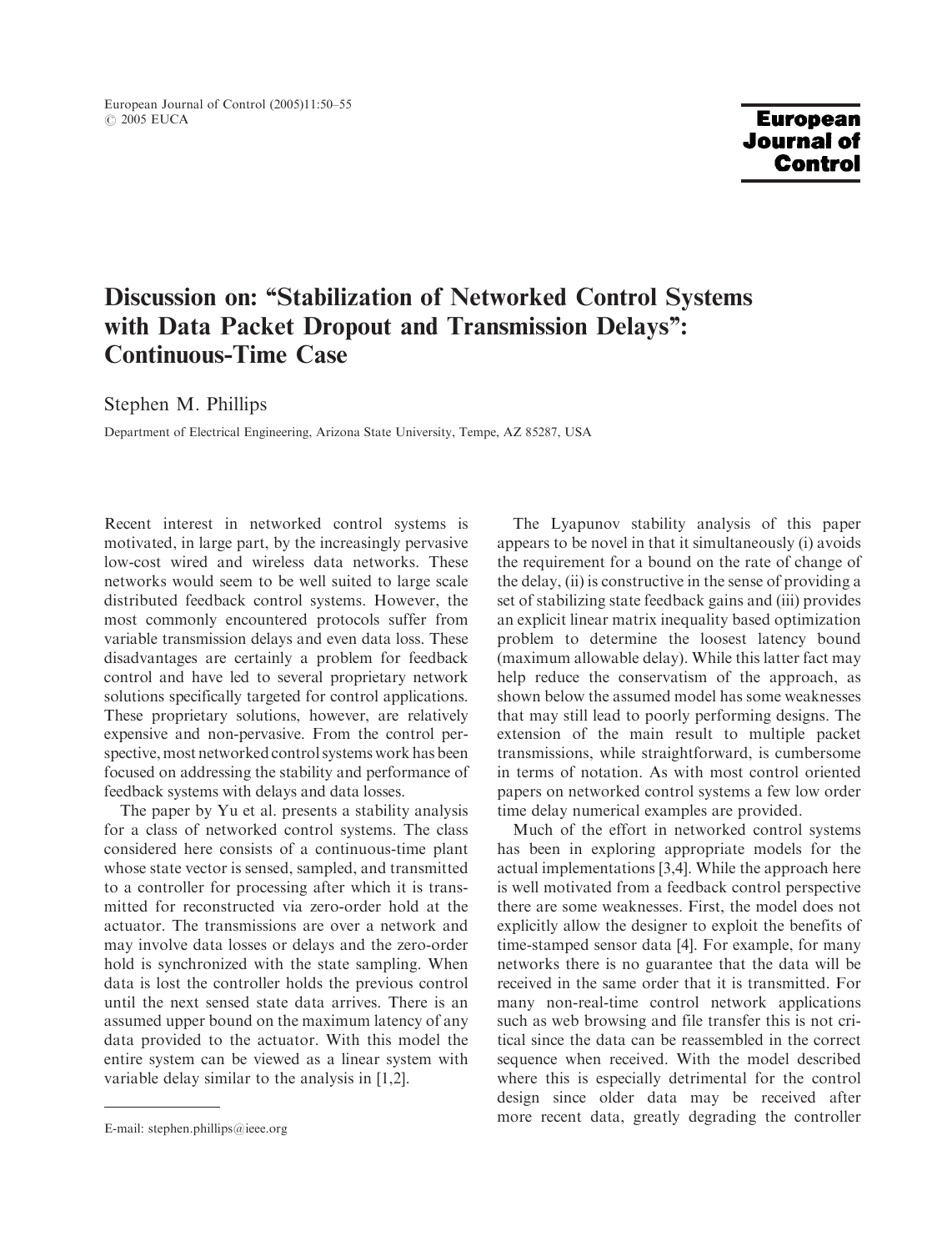# Discussion on: "Stabilization of Networked Control Systems with Data Packet Dropout and Transmission Delays": Continuous-Time Case

Stephen M. Phillips

Department of Electrical Engineering, Arizona State University, Tempe, AZ 85287, USA

Recent interest in networked control systems is motivated, in large part, by the increasingly pervasive low-cost wired and wireless data networks. These networks would seem to be well suited to large scale distributed feedback control systems. However, the most commonly encountered protocols suffer from variable transmission delays and even data loss. These disadvantages are certainly a problem for feedback control and have led to several proprietary network solutions specifically targeted for control applications. These proprietary solutions, however, are relatively expensive and non-pervasive. From the control perspective, most networked control systems work has been focused on addressing the stability and performance of feedback systems with delays and data losses.

The paper by Yu et al. presents a stability analysis for a class of networked control systems. The class considered here consists of a continuous-time plant whose state vector is sensed, sampled, and transmitted to a controller for processing after which it is transmitted for reconstructed via zero-order hold at the actuator. The transmissions are over a network and may involve data losses or delays and the zero-order hold is synchronized with the state sampling. When data is lost the controller holds the previous control until the next sensed state data arrives. There is an assumed upper bound on the maximum latency of any data provided to the actuator. With this model the entire system can be viewed as a linear system with variable delay similar to the analysis in [1,2].

The Lyapunov stability analysis of this paper appears to be novel in that it simultaneously (i) avoids the requirement for a bound on the rate of change of the delay, (ii) is constructive in the sense of providing a set of stabilizing state feedback gains and (iii) provides an explicit linear matrix inequality based optimization problem to determine the loosest latency bound (maximum allowable delay). While this latter fact may help reduce the conservatism of the approach, as shown below the assumed model has some weaknesses that may still lead to poorly performing designs. The extension of the main result to multiple packet transmissions, while straightforward, is cumbersome in terms of notation. As with most control oriented papers on networked control systems a few low order time delay numerical examples are provided.

Much of the effort in networked control systems has been in exploring appropriate models for the actual implementations [3,4]. While the approach here is well motivated from a feedback control perspective there are some weaknesses. First, the model does not explicitly allow the designer to exploit the benefits of time-stamped sensor data [4]. For example, for many networks there is no guarantee that the data will be received in the same order that it is transmitted. For many non-real-time control network applications such as web browsing and file transfer this is not critical since the data can be reassembled in the correct sequence when received. With the model described where this is especially detrimental for the control design since older data may be received after more recent data, greatly degrading the controller

E-mail: stephen.phillips@ieee.org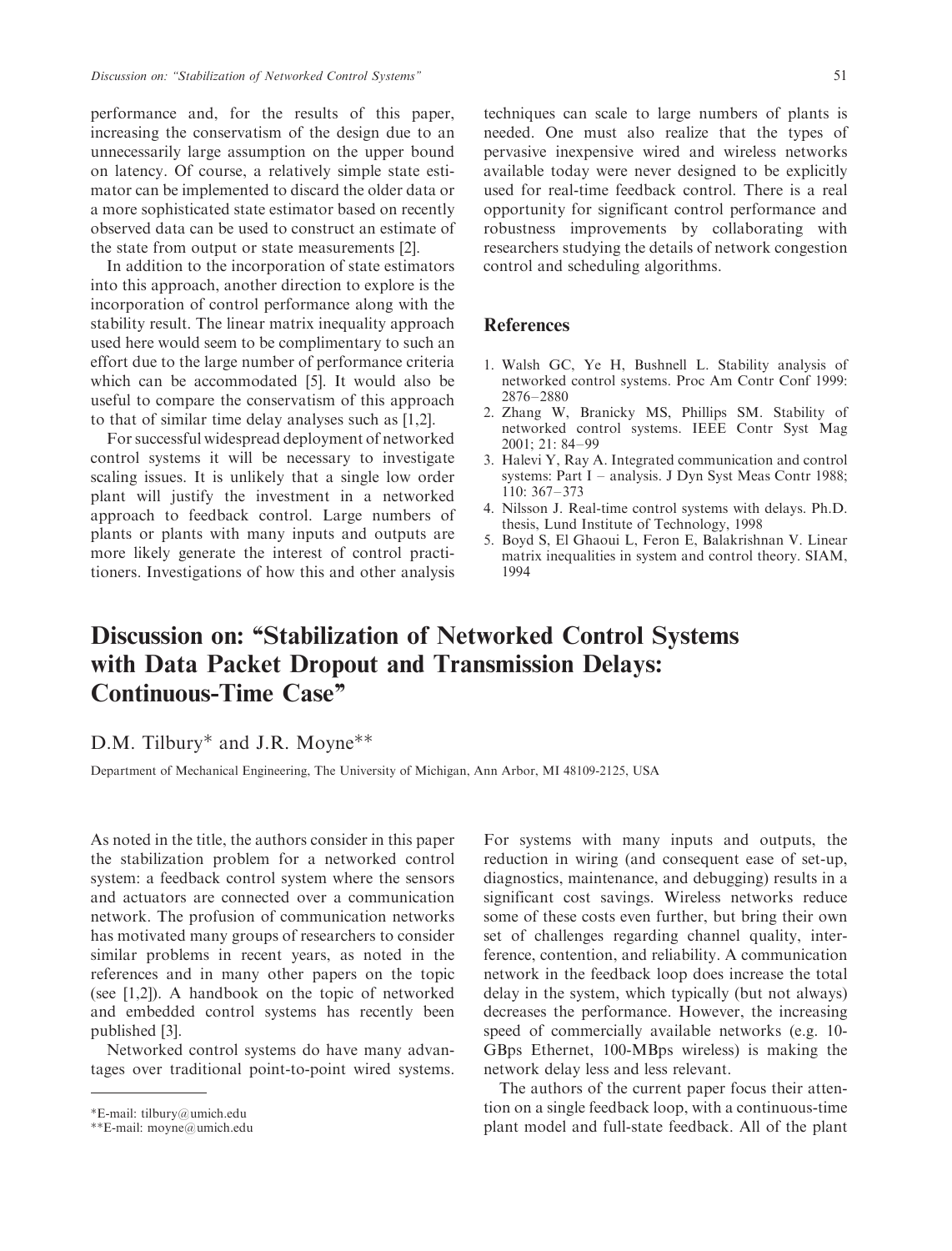performance and, for the results of this paper, increasing the conservatism of the design due to an unnecessarily large assumption on the upper bound on latency. Of course, a relatively simple state estimator can be implemented to discard the older data or a more sophisticated state estimator based on recently observed data can be used to construct an estimate of the state from output or state measurements [2].

In addition to the incorporation of state estimators into this approach, another direction to explore is the incorporation of control performance along with the stability result. The linear matrix inequality approach used here would seem to be complimentary to such an effort due to the large number of performance criteria which can be accommodated [5]. It would also be useful to compare the conservatism of this approach to that of similar time delay analyses such as [1,2].

For successful widespread deployment of networked control systems it will be necessary to investigate scaling issues. It is unlikely that a single low order plant will justify the investment in a networked approach to feedback control. Large numbers of plants or plants with many inputs and outputs are more likely generate the interest of control practitioners. Investigations of how this and other analysis techniques can scale to large numbers of plants is needed. One must also realize that the types of pervasive inexpensive wired and wireless networks available today were never designed to be explicitly used for real-time feedback control. There is a real opportunity for significant control performance and robustness improvements by collaborating with researchers studying the details of network congestion control and scheduling algorithms.

## References

1. Walsh GC, Ye H, Bushnell L. Stability analysis of networked control systems. Proc Am Contr Conf 1999: 2876–2880
2. Zhang W, Branicky MS, Phillips SM. Stability of networked control systems. IEEE Contr Syst Mag 2001; 21: 84–99
3. Halevi Y, Ray A. Integrated communication and control systems: Part I – analysis. J Dyn Syst Meas Contr 1988; 110: 367–373
4. Nilsson J. Real-time control systems with delays. Ph.D. thesis, Lund Institute of Technology, 1998
5. Boyd S, El Ghaoui L, Feron E, Balakrishnan V. Linear matrix inequalities in system and control theory. SIAM, 1994

# Discussion on: "Stabilization of Networked Control Systems with Data Packet Dropout and Transmission Delays: Continuous-Time Case"

D.M. Tilbury* and J.R. Moyne**

Department of Mechanical Engineering, The University of Michigan, Ann Arbor, MI 48109-2125, USA

As noted in the title, the authors consider in this paper the stabilization problem for a networked control system: a feedback control system where the sensors and actuators are connected over a communication network. The profusion of communication networks has motivated many groups of researchers to consider similar problems in recent years, as noted in the references and in many other papers on the topic (see [1,2]). A handbook on the topic of networked and embedded control systems has recently been published [3].

Networked control systems do have many advantages over traditional point-to-point wired systems. For systems with many inputs and outputs, the reduction in wiring (and consequent ease of set-up, diagnostics, maintenance, and debugging) results in a significant cost savings. Wireless networks reduce some of these costs even further, but bring their own set of challenges regarding channel quality, interference, contention, and reliability. A communication network in the feedback loop does increase the total delay in the system, which typically (but not always) decreases the performance. However, the increasing speed of commercially available networks (e.g. 10-GBps Ethernet, 100-MBps wireless) is making the network delay less and less relevant.

The authors of the current paper focus their attention on a single feedback loop, with a continuous-time plant model and full-state feedback. All of the plant

*E-mail: tilbury@umich.edu
**E-mail: moyne@umich.edu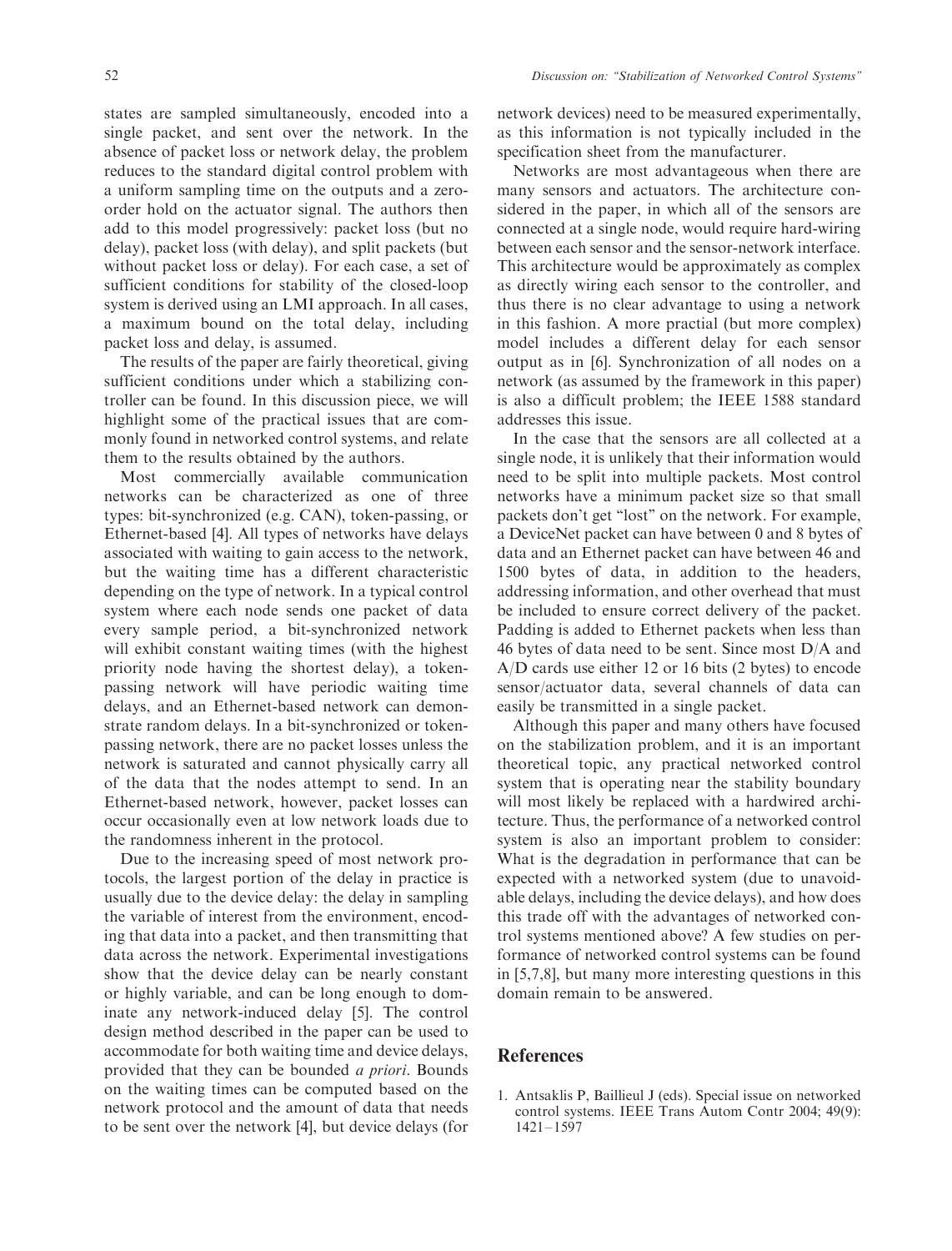states are sampled simultaneously, encoded into a single packet, and sent over the network. In the absence of packet loss or network delay, the problem reduces to the standard digital control problem with a uniform sampling time on the outputs and a zero-order hold on the actuator signal. The authors then add to this model progressively: packet loss (but no delay), packet loss (with delay), and split packets (but without packet loss or delay). For each case, a set of sufficient conditions for stability of the closed-loop system is derived using an LMI approach. In all cases, a maximum bound on the total delay, including packet loss and delay, is assumed.

The results of the paper are fairly theoretical, giving sufficient conditions under which a stabilizing controller can be found. In this discussion piece, we will highlight some of the practical issues that are commonly found in networked control systems, and relate them to the results obtained by the authors.

Most commercially available communication networks can be characterized as one of three types: bit-synchronized (e.g. CAN), token-passing, or Ethernet-based [4]. All types of networks have delays associated with waiting to gain access to the network, but the waiting time has a different characteristic depending on the type of network. In a typical control system where each node sends one packet of data every sample period, a bit-synchronized network will exhibit constant waiting times (with the highest priority node having the shortest delay), a token-passing network will have periodic waiting time delays, and an Ethernet-based network can demonstrate random delays. In a bit-synchronized or token-passing network, there are no packet losses unless the network is saturated and cannot physically carry all of the data that the nodes attempt to send. In an Ethernet-based network, however, packet losses can occur occasionally even at low network loads due to the randomness inherent in the protocol.

Due to the increasing speed of most network protocols, the largest portion of the delay in practice is usually due to the device delay: the delay in sampling the variable of interest from the environment, encoding that data into a packet, and then transmitting that data across the network. Experimental investigations show that the device delay can be nearly constant or highly variable, and can be long enough to dominate any network-induced delay [5]. The control design method described in the paper can be used to accommodate for both waiting time and device delays, provided that they can be bounded *a priori*. Bounds on the waiting times can be computed based on the network protocol and the amount of data that needs to be sent over the network [4], but device delays (for network devices) need to be measured experimentally, as this information is not typically included in the specification sheet from the manufacturer.

Networks are most advantageous when there are many sensors and actuators. The architecture considered in the paper, in which all of the sensors are connected at a single node, would require hard-wiring between each sensor and the sensor-network interface. This architecture would be approximately as complex as directly wiring each sensor to the controller, and thus there is no clear advantage to using a network in this fashion. A more practial (but more complex) model includes a different delay for each sensor output as in [6]. Synchronization of all nodes on a network (as assumed by the framework in this paper) is also a difficult problem; the IEEE 1588 standard addresses this issue.

In the case that the sensors are all collected at a single node, it is unlikely that their information would need to be split into multiple packets. Most control networks have a minimum packet size so that small packets don't get "lost" on the network. For example, a DeviceNet packet can have between 0 and 8 bytes of data and an Ethernet packet can have between 46 and 1500 bytes of data, in addition to the headers, addressing information, and other overhead that must be included to ensure correct delivery of the packet. Padding is added to Ethernet packets when less than 46 bytes of data need to be sent. Since most D/A and A/D cards use either 12 or 16 bits (2 bytes) to encode sensor/actuator data, several channels of data can easily be transmitted in a single packet.

Although this paper and many others have focused on the stabilization problem, and it is an important theoretical topic, any practical networked control system that is operating near the stability boundary will most likely be replaced with a hardwired architecture. Thus, the performance of a networked control system is also an important problem to consider: What is the degradation in performance that can be expected with a networked system (due to unavoidable delays, including the device delays), and how does this trade off with the advantages of networked control systems mentioned above? A few studies on performance of networked control systems can be found in [5,7,8], but many more interesting questions in this domain remain to be answered.

## References

1. Antsaklis P, Baillieul J (eds). Special issue on networked control systems. IEEE Trans Autom Contr 2004; 49(9): 1421–1597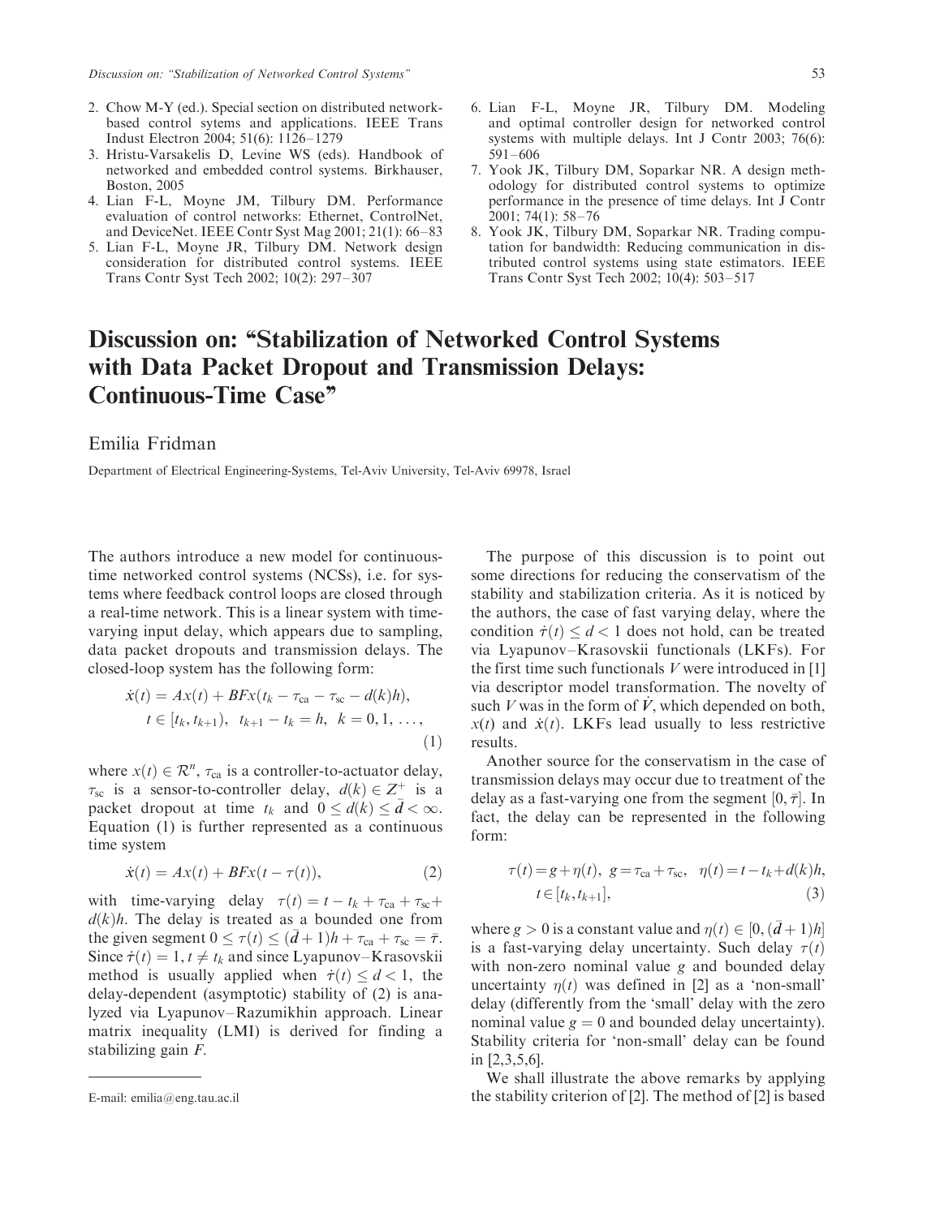2. Chow M-Y (ed.). Special section on distributed network-based control sytems and applications. IEEE Trans Indust Electron 2004; 51(6): 1126–1279
3. Hristu-Varsakelis D, Levine WS (eds). Handbook of networked and embedded control systems. Birkhauser, Boston, 2005
4. Lian F-L, Moyne JM, Tilbury DM. Performance evaluation of control networks: Ethernet, ControlNet, and DeviceNet. IEEE Contr Syst Mag 2001; 21(1): 66–83
5. Lian F-L, Moyne JR, Tilbury DM. Network design consideration for distributed control systems. IEEE Trans Contr Syst Tech 2002; 10(2): 297–307
6. Lian F-L, Moyne JR, Tilbury DM. Modeling and optimal controller design for networked control systems with multiple delays. Int J Contr 2003; 76(6): 591–606
7. Yook JK, Tilbury DM, Soparkar NR. A design methodology for distributed control systems to optimize performance in the presence of time delays. Int J Contr 2001; 74(1): 58–76
8. Yook JK, Tilbury DM, Soparkar NR. Trading computation for bandwidth: Reducing communication in distributed control systems using state estimators. IEEE Trans Contr Syst Tech 2002; 10(4): 503–517

# Discussion on: "Stabilization of Networked Control Systems with Data Packet Dropout and Transmission Delays: Continuous-Time Case"

Emilia Fridman

Department of Electrical Engineering-Systems, Tel-Aviv University, Tel-Aviv 69978, Israel

The authors introduce a new model for continuous-time networked control systems (NCSs), i.e. for systems where feedback control loops are closed through a real-time network. This is a linear system with time-varying input delay, which appears due to sampling, data packet dropouts and transmission delays. The closed-loop system has the following form:

$$\dot{x}(t) = Ax(t) + BFx(t_k - \tau_{ca} - \tau_{sc} - d(k)h), \quad t \in [t_k, t_{k+1}), \quad t_{k+1} - t_k = h, \quad k = 0, 1, \ldots, \tag{1}$$

where $x(t) \in \mathcal{R}^n$, $\tau_{ca}$ is a controller-to-actuator delay, $\tau_{sc}$ is a sensor-to-controller delay, $d(k) \in Z^+$ is a packet dropout at time $t_k$ and $0 \leq d(k) \leq \bar{d} < \infty$. Equation (1) is further represented as a continuous time system

$$\dot{x}(t) = Ax(t) + BFx(t - \tau(t)), \tag{2}$$

with time-varying delay $\tau(t) = t - t_k + \tau_{ca} + \tau_{sc} + d(k)h$. The delay is treated as a bounded one from the given segment $0 \leq \tau(t) \leq (\bar{d}+1)h + \tau_{ca} + \tau_{sc} = \bar{\tau}$. Since $\dot{\tau}(t) = 1, t \neq t_k$ and since Lyapunov–Krasovskii method is usually applied when $\dot{\tau}(t) \leq d < 1$, the delay-dependent (asymptotic) stability of (2) is analyzed via Lyapunov–Razumikhin approach. Linear matrix inequality (LMI) is derived for finding a stabilizing gain $F$.

E-mail: emilia@eng.tau.ac.il

The purpose of this discussion is to point out some directions for reducing the conservatism of the stability and stabilization criteria. As it is noticed by the authors, the case of fast varying delay, where the condition $\dot{\tau}(t) \leq d < 1$ does not hold, can be treated via Lyapunov–Krasovskii functionals (LKFs). For the first time such functionals $V$ were introduced in [1] via descriptor model transformation. The novelty of such $V$ was in the form of $\dot{V}$, which depended on both, $x(t)$ and $\dot{x}(t)$. LKFs lead usually to less restrictive results.

Another source for the conservatism in the case of transmission delays may occur due to treatment of the delay as a fast-varying one from the segment $[0, \bar{\tau}]$. In fact, the delay can be represented in the following form:

$$\tau(t) = g + \eta(t), \quad g = \tau_{ca} + \tau_{sc}, \quad \eta(t) = t - t_k + d(k)h, \quad t \in [t_k, t_{k+1}], \tag{3}$$

where $g > 0$ is a constant value and $\eta(t) \in [0, (\bar{d}+1)h]$ is a fast-varying delay uncertainty. Such delay $\tau(t)$ with non-zero nominal value $g$ and bounded delay uncertainty $\eta(t)$ was defined in [2] as a 'non-small' delay (differently from the 'small' delay with the zero nominal value $g = 0$ and bounded delay uncertainty). Stability criteria for 'non-small' delay can be found in [2,3,5,6].

We shall illustrate the above remarks by applying the stability criterion of [2]. The method of [2] is based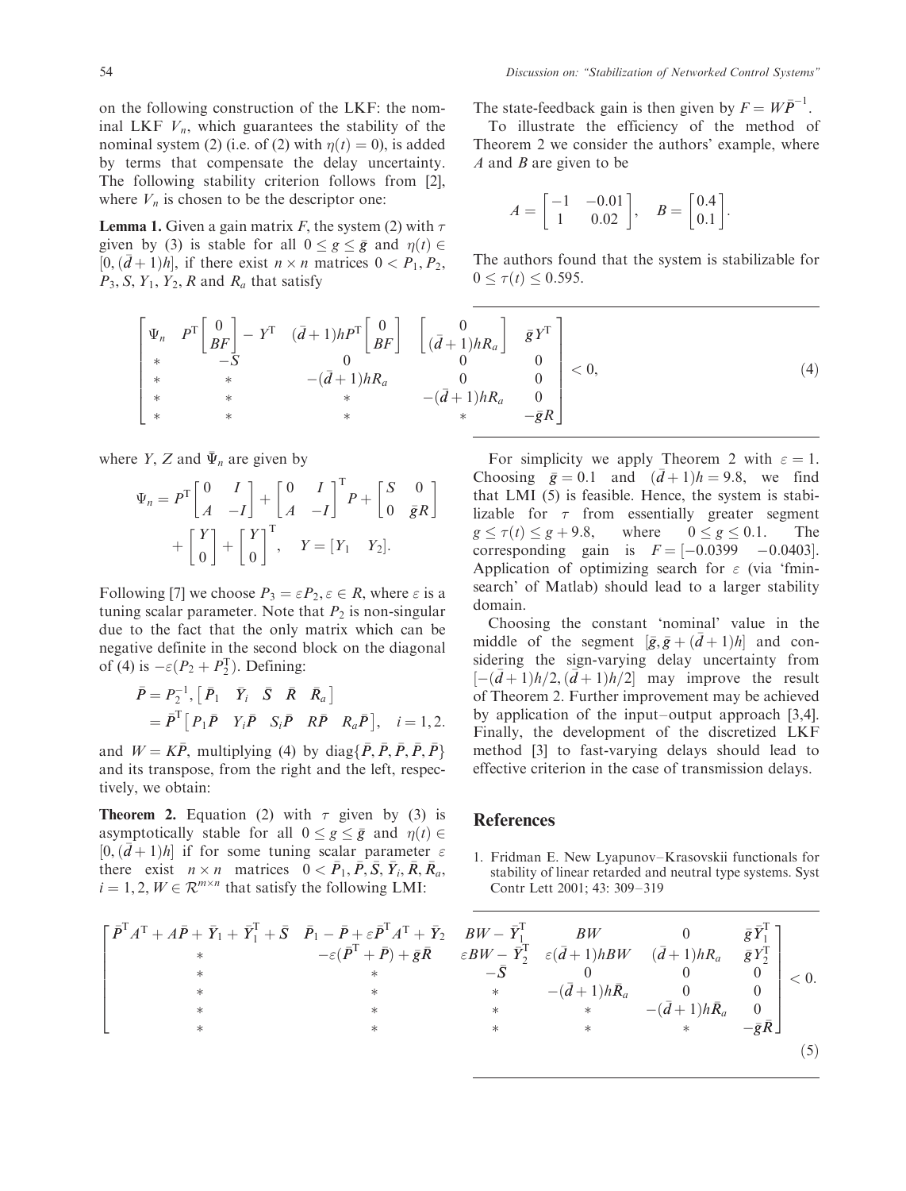on the following construction of the LKF: the nominal LKF $V_n$, which guarantees the stability of the nominal system (2) (i.e. of (2) with $\eta(t) = 0$), is added by terms that compensate the delay uncertainty. The following stability criterion follows from [2], where $V_n$ is chosen to be the descriptor one:

**Lemma 1.** Given a gain matrix $F$, the system (2) with $\tau$ given by (3) is stable for all $0 \le g \le \bar{g}$ and $\eta(t) \in [0, (\bar{d}+1)h]$, if there exist $n \times n$ matrices $0 < P_1, P_2, P_3, S, Y_1, Y_2, R$ and $R_a$ that satisfy

$$\begin{bmatrix} \Psi_n & P^{\mathrm{T}}\begin{bmatrix} 0 \\ BF \end{bmatrix} - Y^{\mathrm{T}} & (\bar{d}+1)hP^{\mathrm{T}}\begin{bmatrix} 0 \\ BF \end{bmatrix} & \begin{bmatrix} 0 \\ (\bar{d}+1)hR_a \end{bmatrix} & \bar{g}Y^{\mathrm{T}} \\ * & -S & 0 & 0 & 0 \\ * & * & -(\bar{d}+1)hR_a & 0 & 0 \\ * & * & * & -(\bar{d}+1)hR_a & 0 \\ * & * & * & * & -\bar{g}R \end{bmatrix} < 0, \tag{4}$$

where $Y$, $Z$ and $\bar{\Psi}_n$ are given by

$$\Psi_n = P^{\mathrm{T}}\begin{bmatrix} 0 & I \\ A & -I \end{bmatrix} + \begin{bmatrix} 0 & I \\ A & -I \end{bmatrix}^{\mathrm{T}} P + \begin{bmatrix} S & 0 \\ 0 & \bar{g}R \end{bmatrix} + \begin{bmatrix} Y \\ 0 \end{bmatrix} + \begin{bmatrix} Y \\ 0 \end{bmatrix}^{\mathrm{T}}, \quad Y = [Y_1 \quad Y_2].$$

Following [7] we choose $P_3 = \varepsilon P_2, \varepsilon \in R$, where $\varepsilon$ is a tuning scalar parameter. Note that $P_2$ is non-singular due to the fact that the only matrix which can be negative definite in the second block on the diagonal of (4) is $-\varepsilon(P_2 + P_2^{\mathrm{T}})$. Defining:

$$\begin{aligned} \bar{P} &= P_2^{-1}, \begin{bmatrix} \bar{P}_1 & \bar{Y}_i & \bar{S} & \bar{R} & \bar{R}_a \end{bmatrix} \\ &= \bar{P}^{\mathrm{T}}\begin{bmatrix} P_1\bar{P} & Y_i\bar{P} & S_i\bar{P} & R\bar{P} & R_a\bar{P} \end{bmatrix}, \quad i = 1, 2. \end{aligned}$$

and $W = K\bar{P}$, multiplying (4) by $\mathrm{diag}\{\bar{P}, \bar{P}, \bar{P}, \bar{P}, \bar{P}\}$ and its transpose, from the right and the left, respectively, we obtain:

**Theorem 2.** Equation (2) with $\tau$ given by (3) is asymptotically stable for all $0 \le g \le \bar{g}$ and $\eta(t) \in [0, (\bar{d}+1)h]$ if for some tuning scalar parameter $\varepsilon$ there exist $n \times n$ matrices $0 < \bar{P}_1, \bar{P}, \bar{S}, \bar{Y}_i, \bar{R}, \bar{R}_a$, $i = 1, 2$, $W \in \mathcal{R}^{m \times n}$ that satisfy the following LMI:

$$\begin{bmatrix} \bar{P}^{\mathrm{T}}A^{\mathrm{T}} + A\bar{P} + \bar{Y}_1 + \bar{Y}_1^{\mathrm{T}} + \bar{S} & \bar{P}_1 - \bar{P} + \varepsilon\bar{P}^{\mathrm{T}}A^{\mathrm{T}} + \bar{Y}_2 & BW - \bar{Y}_1^{\mathrm{T}} & BW & 0 & \bar{g}\bar{Y}_1^{\mathrm{T}} \\ * & -\varepsilon(\bar{P}^{\mathrm{T}} + \bar{P}) + \bar{g}\bar{R} & \varepsilon BW - \bar{Y}_2^{\mathrm{T}} & \varepsilon(\bar{d}+1)hBW & (\bar{d}+1)hR_a & \bar{g}Y_2^{\mathrm{T}} \\ * & * & -\bar{S} & 0 & 0 & 0 \\ * & * & * & -(\bar{d}+1)h\bar{R}_a & 0 & 0 \\ * & * & * & * & -(\bar{d}+1)h\bar{R}_a & 0 \\ * & * & * & * & * & -\bar{g}\bar{R} \end{bmatrix} < 0. \tag{5}$$

The state-feedback gain is then given by $F = W\bar{P}^{-1}$.

To illustrate the efficiency of the method of Theorem 2 we consider the authors' example, where $A$ and $B$ are given to be

$$A = \begin{bmatrix} -1 & -0.01 \\ 1 & 0.02 \end{bmatrix}, \quad B = \begin{bmatrix} 0.4 \\ 0.1 \end{bmatrix}.$$

The authors found that the system is stabilizable for $0 \le \tau(t) \le 0.595$.

For simplicity we apply Theorem 2 with $\varepsilon = 1$. Choosing $\bar{g} = 0.1$ and $(\bar{d}+1)h = 9.8$, we find that LMI (5) is feasible. Hence, the system is stabilizable for $\tau$ from essentially greater segment $g \le \tau(t) \le g + 9.8$, where $0 \le g \le 0.1$. The corresponding gain is $F = [-0.0399 \quad -0.0403]$. Application of optimizing search for $\varepsilon$ (via 'fminsearch' of Matlab) should lead to a larger stability domain.

Choosing the constant 'nominal' value in the middle of the segment $[\bar{g}, \bar{g} + (\bar{d}+1)h]$ and considering the sign-varying delay uncertainty from $[-(\bar{d}+1)h/2, (\bar{d}+1)h/2]$ may improve the result of Theorem 2. Further improvement may be achieved by application of the input–output approach [3,4]. Finally, the development of the discretized LKF method [3] to fast-varying delays should lead to effective criterion in the case of transmission delays.

## References

1. Fridman E. New Lyapunov–Krasovskii functionals for stability of linear retarded and neutral type systems. Syst Contr Lett 2001; 43: 309–319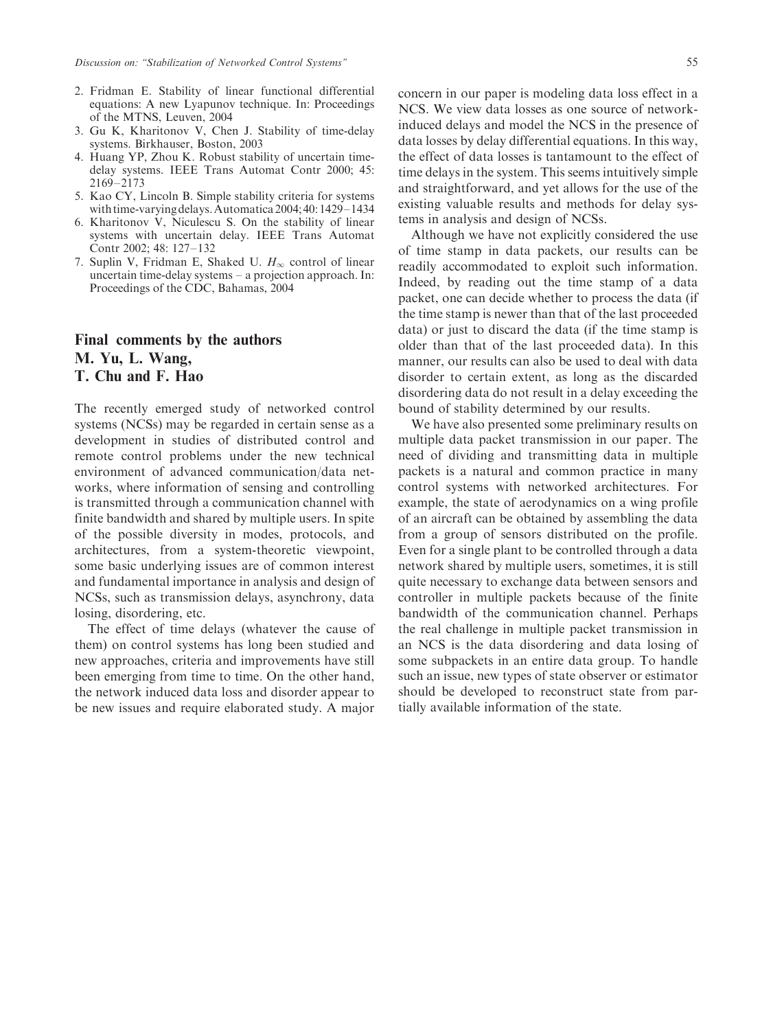2. Fridman E. Stability of linear functional differential equations: A new Lyapunov technique. In: Proceedings of the MTNS, Leuven, 2004
3. Gu K, Kharitonov V, Chen J. Stability of time-delay systems. Birkhauser, Boston, 2003
4. Huang YP, Zhou K. Robust stability of uncertain time-delay systems. IEEE Trans Automat Contr 2000; 45: 2169–2173
5. Kao CY, Lincoln B. Simple stability criteria for systems with time-varying delays. Automatica 2004; 40: 1429–1434
6. Kharitonov V, Niculescu S. On the stability of linear systems with uncertain delay. IEEE Trans Automat Contr 2002; 48: 127–132
7. Suplin V, Fridman E, Shaked U. $H_\infty$ control of linear uncertain time-delay systems – a projection approach. In: Proceedings of the CDC, Bahamas, 2004

## Final comments by the authors M. Yu, L. Wang, T. Chu and F. Hao

The recently emerged study of networked control systems (NCSs) may be regarded in certain sense as a development in studies of distributed control and remote control problems under the new technical environment of advanced communication/data networks, where information of sensing and controlling is transmitted through a communication channel with finite bandwidth and shared by multiple users. In spite of the possible diversity in modes, protocols, and architectures, from a system-theoretic viewpoint, some basic underlying issues are of common interest and fundamental importance in analysis and design of NCSs, such as transmission delays, asynchrony, data losing, disordering, etc.

The effect of time delays (whatever the cause of them) on control systems has long been studied and new approaches, criteria and improvements have still been emerging from time to time. On the other hand, the network induced data loss and disorder appear to be new issues and require elaborated study. A major concern in our paper is modeling data loss effect in a NCS. We view data losses as one source of network-induced delays and model the NCS in the presence of data losses by delay differential equations. In this way, the effect of data losses is tantamount to the effect of time delays in the system. This seems intuitively simple and straightforward, and yet allows for the use of the existing valuable results and methods for delay systems in analysis and design of NCSs.

Although we have not explicitly considered the use of time stamp in data packets, our results can be readily accommodated to exploit such information. Indeed, by reading out the time stamp of a data packet, one can decide whether to process the data (if the time stamp is newer than that of the last proceeded data) or just to discard the data (if the time stamp is older than that of the last proceeded data). In this manner, our results can also be used to deal with data disorder to certain extent, as long as the discarded disordering data do not result in a delay exceeding the bound of stability determined by our results.

We have also presented some preliminary results on multiple data packet transmission in our paper. The need of dividing and transmitting data in multiple packets is a natural and common practice in many control systems with networked architectures. For example, the state of aerodynamics on a wing profile of an aircraft can be obtained by assembling the data from a group of sensors distributed on the profile. Even for a single plant to be controlled through a data network shared by multiple users, sometimes, it is still quite necessary to exchange data between sensors and controller in multiple packets because of the finite bandwidth of the communication channel. Perhaps the real challenge in multiple packet transmission in an NCS is the data disordering and data losing of some subpackets in an entire data group. To handle such an issue, new types of state observer or estimator should be developed to reconstruct state from partially available information of the state.